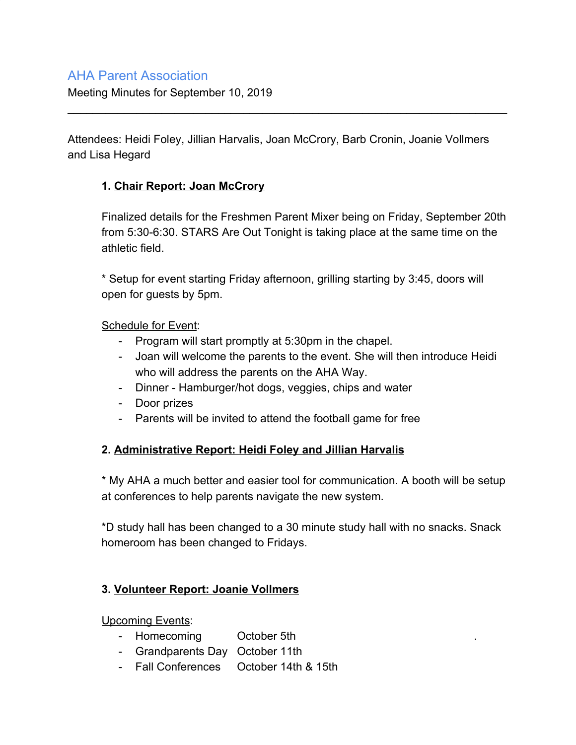# AHA Parent Association

Meeting Minutes for September 10, 2019

---

Attendees: Heidi Foley, Jillian Harvalis, Joan McCrory, Barb Cronin, Joanie Vollmers and Lisa Hegard

### 1. Chair Report: Joan McCrory

Finalized details for the Freshmen Parent Mixer being on Friday, September 20th from 5:30-6:30. STARS Are Out Tonight is taking place at the same time on the athletic field.

* Setup for event starting Friday afternoon, grilling starting by 3:45, doors will open for guests by 5pm.

Schedule for Event:

- Program will start promptly at 5:30pm in the chapel.
- Joan will welcome the parents to the event. She will then introduce Heidi who will address the parents on the AHA Way.
- Dinner - Hamburger/hot dogs, veggies, chips and water
- Door prizes
- Parents will be invited to attend the football game for free

### 2. Administrative Report: Heidi Foley and Jillian Harvalis

* My AHA a much better and easier tool for communication. A booth will be setup at conferences to help parents navigate the new system.

*D study hall has been changed to a 30 minute study hall with no snacks. Snack homeroom has been changed to Fridays.

### 3. Volunteer Report: Joanie Vollmers

Upcoming Events:

- Homecoming October 5th
- Grandparents Day October 11th
- Fall Conferences October 14th & 15th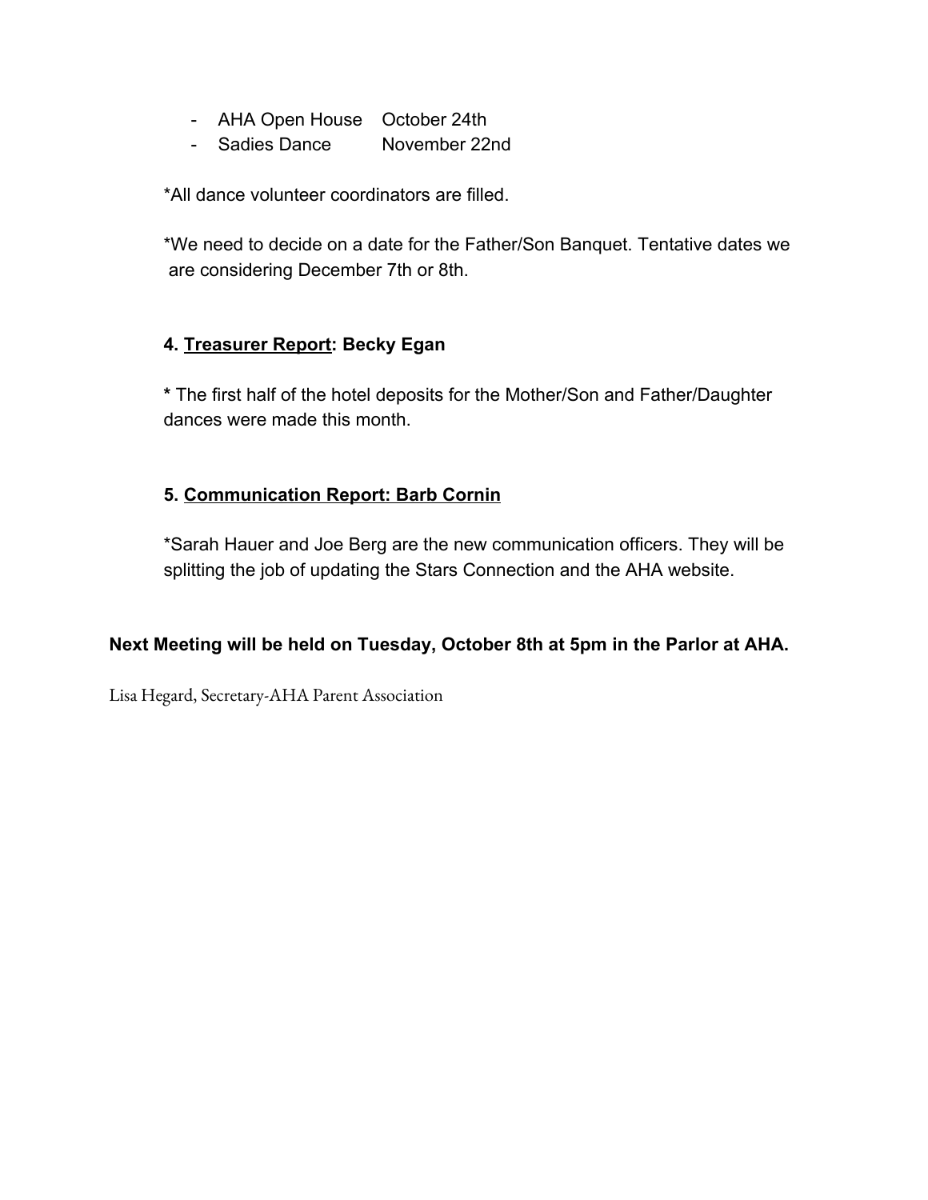- AHA Open House October 24th
- Sadies Dance November 22nd

*All dance volunteer coordinators are filled.

*We need to decide on a date for the Father/Son Banquet. Tentative dates we are considering December 7th or 8th.

**4. Treasurer Report: Becky Egan**

**\*** The first half of the hotel deposits for the Mother/Son and Father/Daughter dances were made this month.

**5. Communication Report: Barb Cornin**

*Sarah Hauer and Joe Berg are the new communication officers. They will be splitting the job of updating the Stars Connection and the AHA website.

**Next Meeting will be held on Tuesday, October 8th at 5pm in the Parlor at AHA.**

Lisa Hegard, Secretary-AHA Parent Association